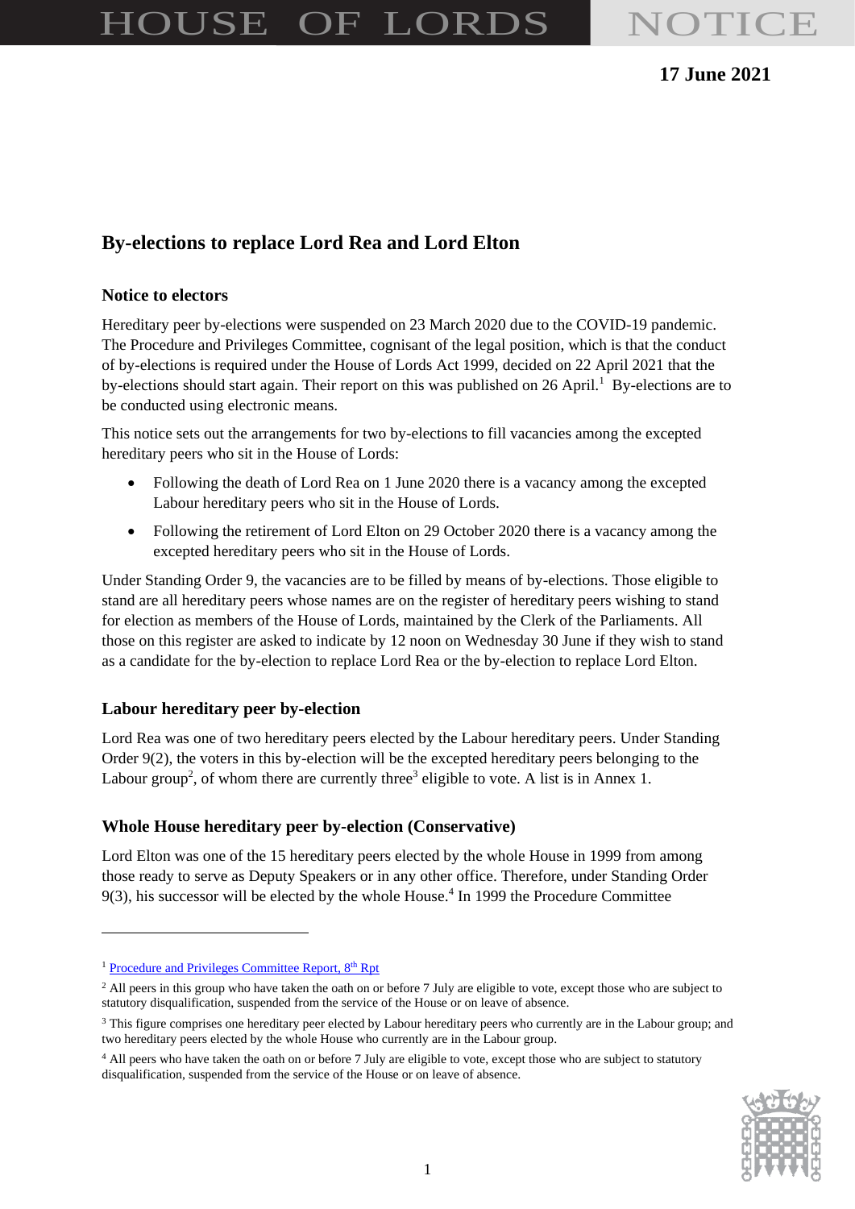# HOUSE OF LORDS NOTICE

**17 June 2021**

## By-elections to replace Lord Rea and Lord Elton

### Notice to electors

Hereditary peer by-elections were suspended on 23 March 2020 due to the COVID-19 pandemic. The Procedure and Privileges Committee, cognisant of the legal position, which is that the conduct of by-elections is required under the House of Lords Act 1999, decided on 22 April 2021 that the by-elections should start again. Their report on this was published on 26 April.[1] By-elections are to be conducted using electronic means.

This notice sets out the arrangements for two by-elections to fill vacancies among the excepted hereditary peers who sit in the House of Lords:

- Following the death of Lord Rea on 1 June 2020 there is a vacancy among the excepted Labour hereditary peers who sit in the House of Lords.
- Following the retirement of Lord Elton on 29 October 2020 there is a vacancy among the excepted hereditary peers who sit in the House of Lords.

Under Standing Order 9, the vacancies are to be filled by means of by-elections. Those eligible to stand are all hereditary peers whose names are on the register of hereditary peers wishing to stand for election as members of the House of Lords, maintained by the Clerk of the Parliaments. All those on this register are asked to indicate by 12 noon on Wednesday 30 June if they wish to stand as a candidate for the by-election to replace Lord Rea or the by-election to replace Lord Elton.

### Labour hereditary peer by-election

Lord Rea was one of two hereditary peers elected by the Labour hereditary peers. Under Standing Order 9(2), the voters in this by-election will be the excepted hereditary peers belonging to the Labour group[2], of whom there are currently three[3] eligible to vote. A list is in Annex 1.

### Whole House hereditary peer by-election (Conservative)

Lord Elton was one of the 15 hereditary peers elected by the whole House in 1999 from among those ready to serve as Deputy Speakers or in any other office. Therefore, under Standing Order 9(3), his successor will be elected by the whole House.[4] In 1999 the Procedure Committee

---

[1] Procedure and Privileges Committee Report, 8th Rpt

[2] All peers in this group who have taken the oath on or before 7 July are eligible to vote, except those who are subject to statutory disqualification, suspended from the service of the House or on leave of absence.

[3] This figure comprises one hereditary peer elected by Labour hereditary peers who currently are in the Labour group; and two hereditary peers elected by the whole House who currently are in the Labour group.

[4] All peers who have taken the oath on or before 7 July are eligible to vote, except those who are subject to statutory disqualification, suspended from the service of the House or on leave of absence.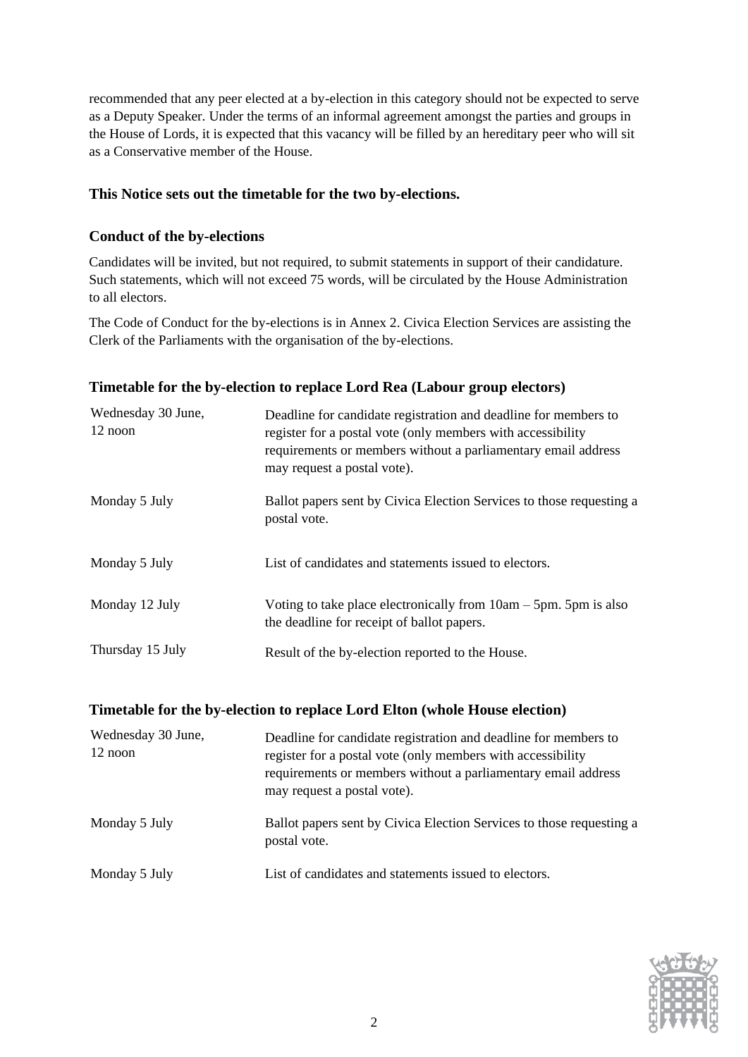recommended that any peer elected at a by-election in this category should not be expected to serve as a Deputy Speaker. Under the terms of an informal agreement amongst the parties and groups in the House of Lords, it is expected that this vacancy will be filled by an hereditary peer who will sit as a Conservative member of the House.

**This Notice sets out the timetable for the two by-elections.**

### Conduct of the by-elections

Candidates will be invited, but not required, to submit statements in support of their candidature. Such statements, which will not exceed 75 words, will be circulated by the House Administration to all electors.

The Code of Conduct for the by-elections is in Annex 2. Civica Election Services are assisting the Clerk of the Parliaments with the organisation of the by-elections.

### Timetable for the by-election to replace Lord Rea (Labour group electors)

| | |
|---|---|
| Wednesday 30 June, 12 noon | Deadline for candidate registration and deadline for members to register for a postal vote (only members with accessibility requirements or members without a parliamentary email address may request a postal vote). |
| Monday 5 July | Ballot papers sent by Civica Election Services to those requesting a postal vote. |
| Monday 5 July | List of candidates and statements issued to electors. |
| Monday 12 July | Voting to take place electronically from 10am – 5pm. 5pm is also the deadline for receipt of ballot papers. |
| Thursday 15 July | Result of the by-election reported to the House. |

### Timetable for the by-election to replace Lord Elton (whole House election)

| | |
|---|---|
| Wednesday 30 June, 12 noon | Deadline for candidate registration and deadline for members to register for a postal vote (only members with accessibility requirements or members without a parliamentary email address may request a postal vote). |
| Monday 5 July | Ballot papers sent by Civica Election Services to those requesting a postal vote. |
| Monday 5 July | List of candidates and statements issued to electors. |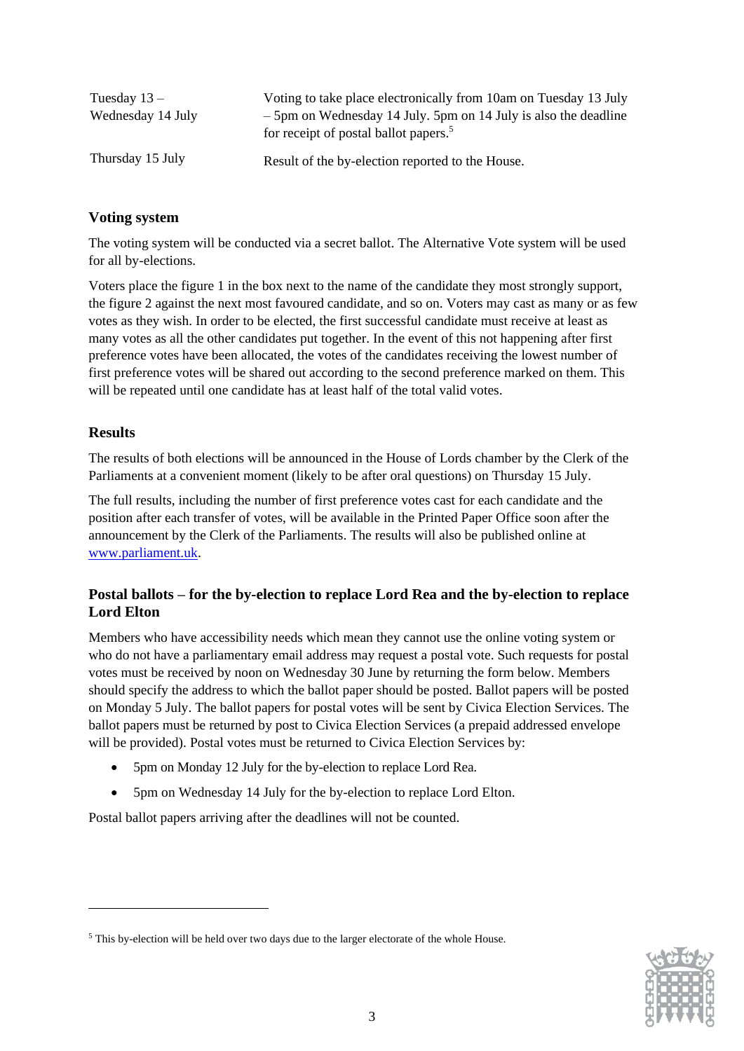| | |
|---|---|
| Tuesday 13 – Wednesday 14 July | Voting to take place electronically from 10am on Tuesday 13 July – 5pm on Wednesday 14 July. 5pm on 14 July is also the deadline for receipt of postal ballot papers.[5] |
| Thursday 15 July | Result of the by-election reported to the House. |

### Voting system

The voting system will be conducted via a secret ballot. The Alternative Vote system will be used for all by-elections.

Voters place the figure 1 in the box next to the name of the candidate they most strongly support, the figure 2 against the next most favoured candidate, and so on. Voters may cast as many or as few votes as they wish. In order to be elected, the first successful candidate must receive at least as many votes as all the other candidates put together. In the event of this not happening after first preference votes have been allocated, the votes of the candidates receiving the lowest number of first preference votes will be shared out according to the second preference marked on them. This will be repeated until one candidate has at least half of the total valid votes.

### Results

The results of both elections will be announced in the House of Lords chamber by the Clerk of the Parliaments at a convenient moment (likely to be after oral questions) on Thursday 15 July.

The full results, including the number of first preference votes cast for each candidate and the position after each transfer of votes, will be available in the Printed Paper Office soon after the announcement by the Clerk of the Parliaments. The results will also be published online at [www.parliament.uk](http://www.parliament.uk).

### Postal ballots – for the by-election to replace Lord Rea and the by-election to replace Lord Elton

Members who have accessibility needs which mean they cannot use the online voting system or who do not have a parliamentary email address may request a postal vote. Such requests for postal votes must be received by noon on Wednesday 30 June by returning the form below. Members should specify the address to which the ballot paper should be posted. Ballot papers will be posted on Monday 5 July. The ballot papers for postal votes will be sent by Civica Election Services. The ballot papers must be returned by post to Civica Election Services (a prepaid addressed envelope will be provided). Postal votes must be returned to Civica Election Services by:

- 5pm on Monday 12 July for the by-election to replace Lord Rea.
- 5pm on Wednesday 14 July for the by-election to replace Lord Elton.

Postal ballot papers arriving after the deadlines will not be counted.

[5] This by-election will be held over two days due to the larger electorate of the whole House.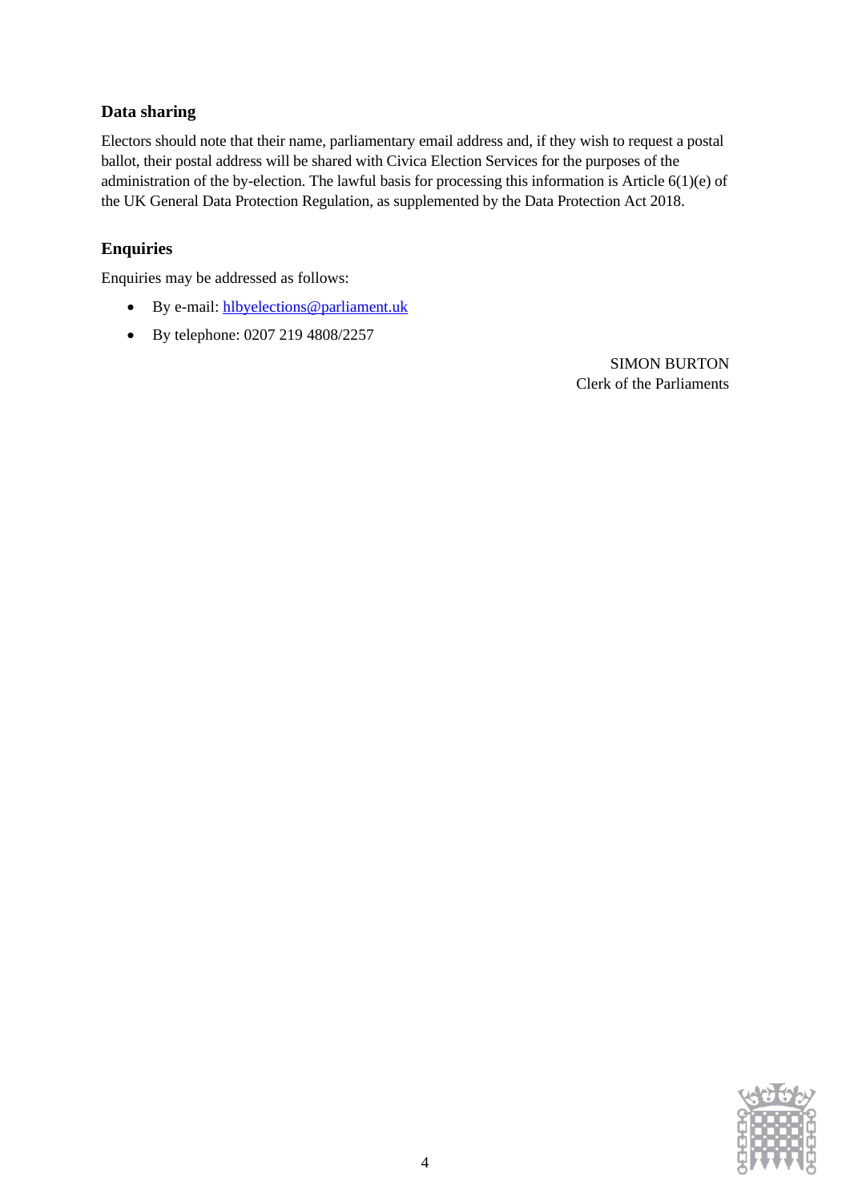### Data sharing

Electors should note that their name, parliamentary email address and, if they wish to request a postal ballot, their postal address will be shared with Civica Election Services for the purposes of the administration of the by-election. The lawful basis for processing this information is Article 6(1)(e) of the UK General Data Protection Regulation, as supplemented by the Data Protection Act 2018.

### Enquiries

Enquiries may be addressed as follows:

- By e-mail: hlbyelections@parliament.uk
- By telephone: 0207 219 4808/2257

SIMON BURTON
Clerk of the Parliaments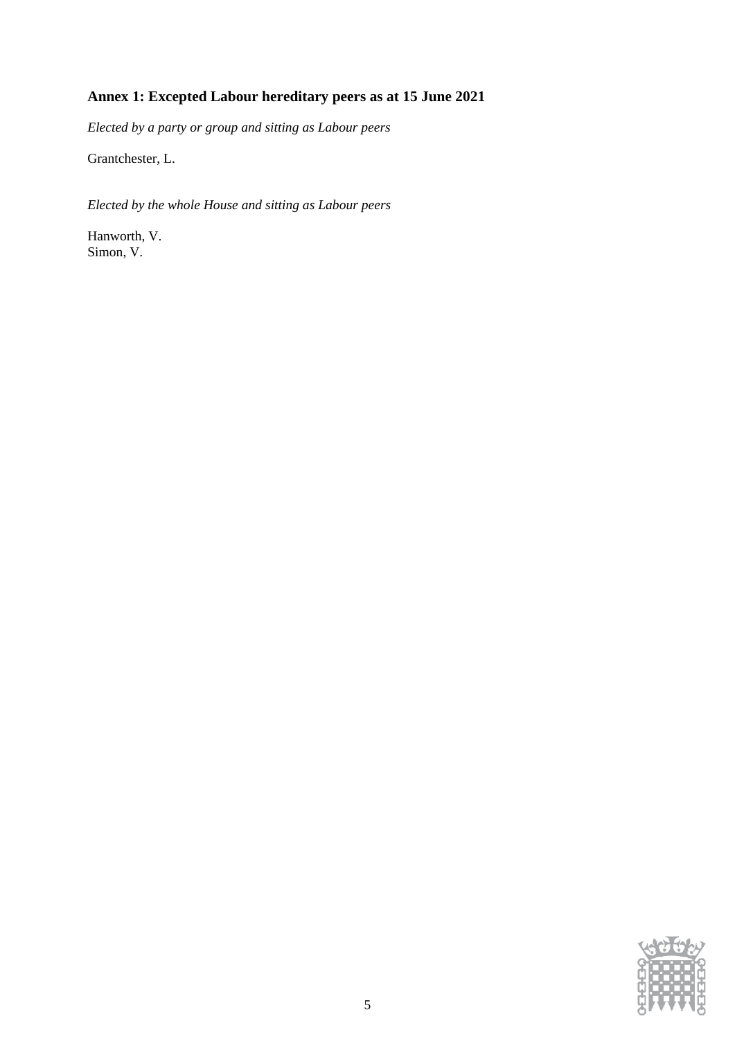## Annex 1: Excepted Labour hereditary peers as at 15 June 2021

*Elected by a party or group and sitting as Labour peers*

Grantchester, L.

*Elected by the whole House and sitting as Labour peers*

Hanworth, V.
Simon, V.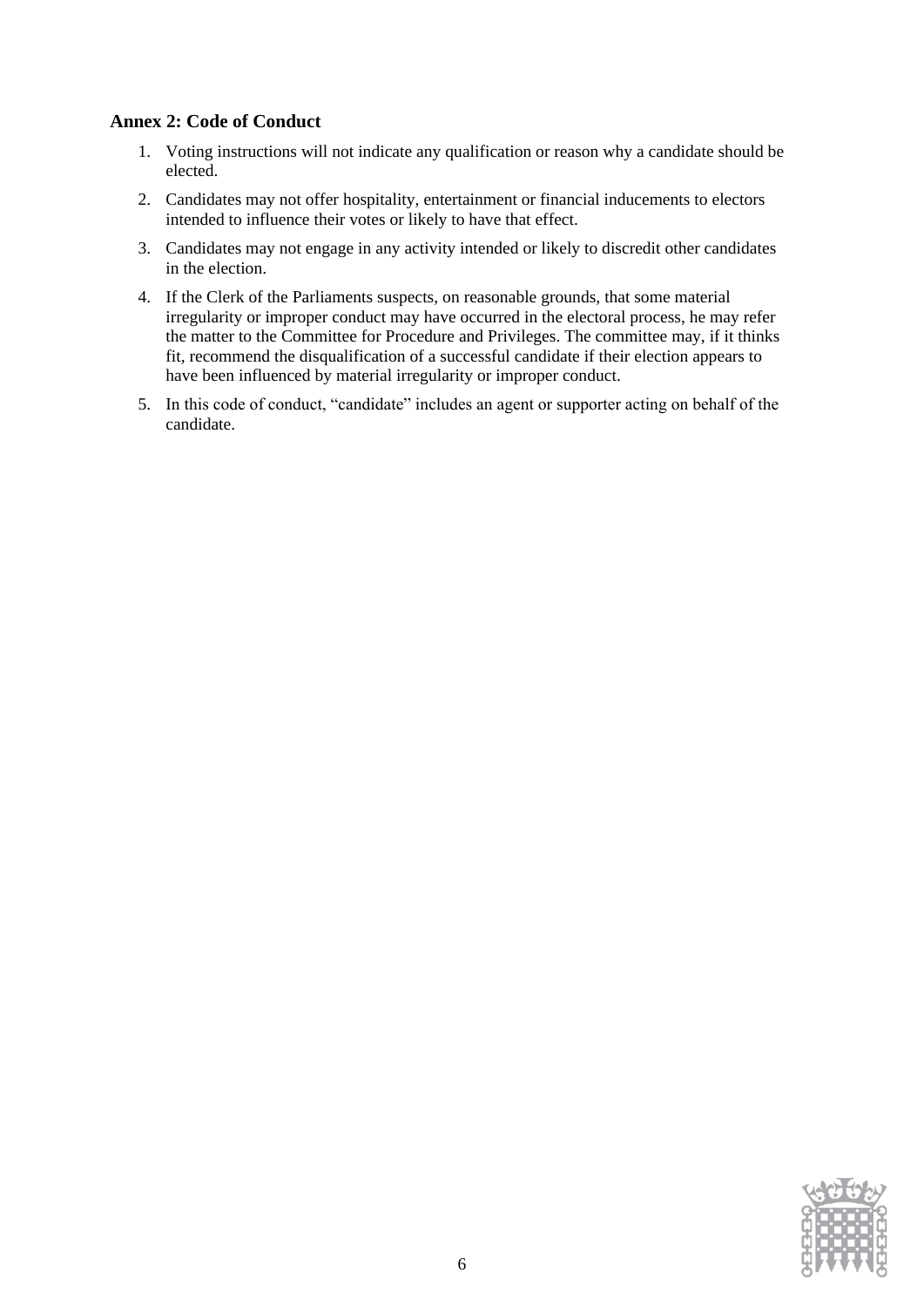## Annex 2: Code of Conduct

1. Voting instructions will not indicate any qualification or reason why a candidate should be elected.
2. Candidates may not offer hospitality, entertainment or financial inducements to electors intended to influence their votes or likely to have that effect.
3. Candidates may not engage in any activity intended or likely to discredit other candidates in the election.
4. If the Clerk of the Parliaments suspects, on reasonable grounds, that some material irregularity or improper conduct may have occurred in the electoral process, he may refer the matter to the Committee for Procedure and Privileges. The committee may, if it thinks fit, recommend the disqualification of a successful candidate if their election appears to have been influenced by material irregularity or improper conduct.
5. In this code of conduct, "candidate" includes an agent or supporter acting on behalf of the candidate.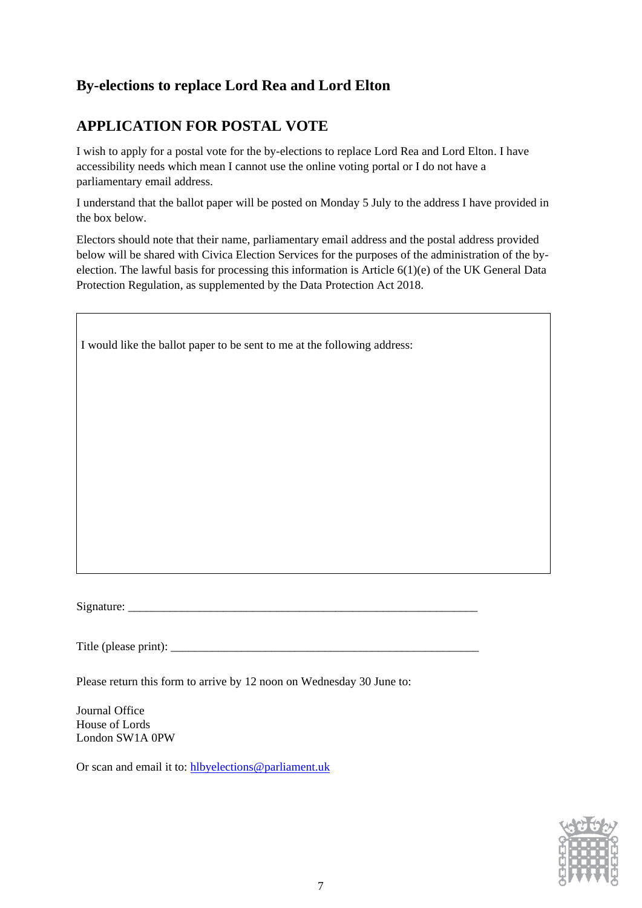## By-elections to replace Lord Rea and Lord Elton

## APPLICATION FOR POSTAL VOTE

I wish to apply for a postal vote for the by-elections to replace Lord Rea and Lord Elton. I have accessibility needs which mean I cannot use the online voting portal or I do not have a parliamentary email address.

I understand that the ballot paper will be posted on Monday 5 July to the address I have provided in the box below.

Electors should note that their name, parliamentary email address and the postal address provided below will be shared with Civica Election Services for the purposes of the administration of the by-election. The lawful basis for processing this information is Article 6(1)(e) of the UK General Data Protection Regulation, as supplemented by the Data Protection Act 2018.

I would like the ballot paper to be sent to me at the following address:

Signature: ____________________________________________________________

Title (please print): ______________________________________________________

Please return this form to arrive by 12 noon on Wednesday 30 June to:

Journal Office  
House of Lords  
London SW1A 0PW

Or scan and email it to: hlbyelections@parliament.uk